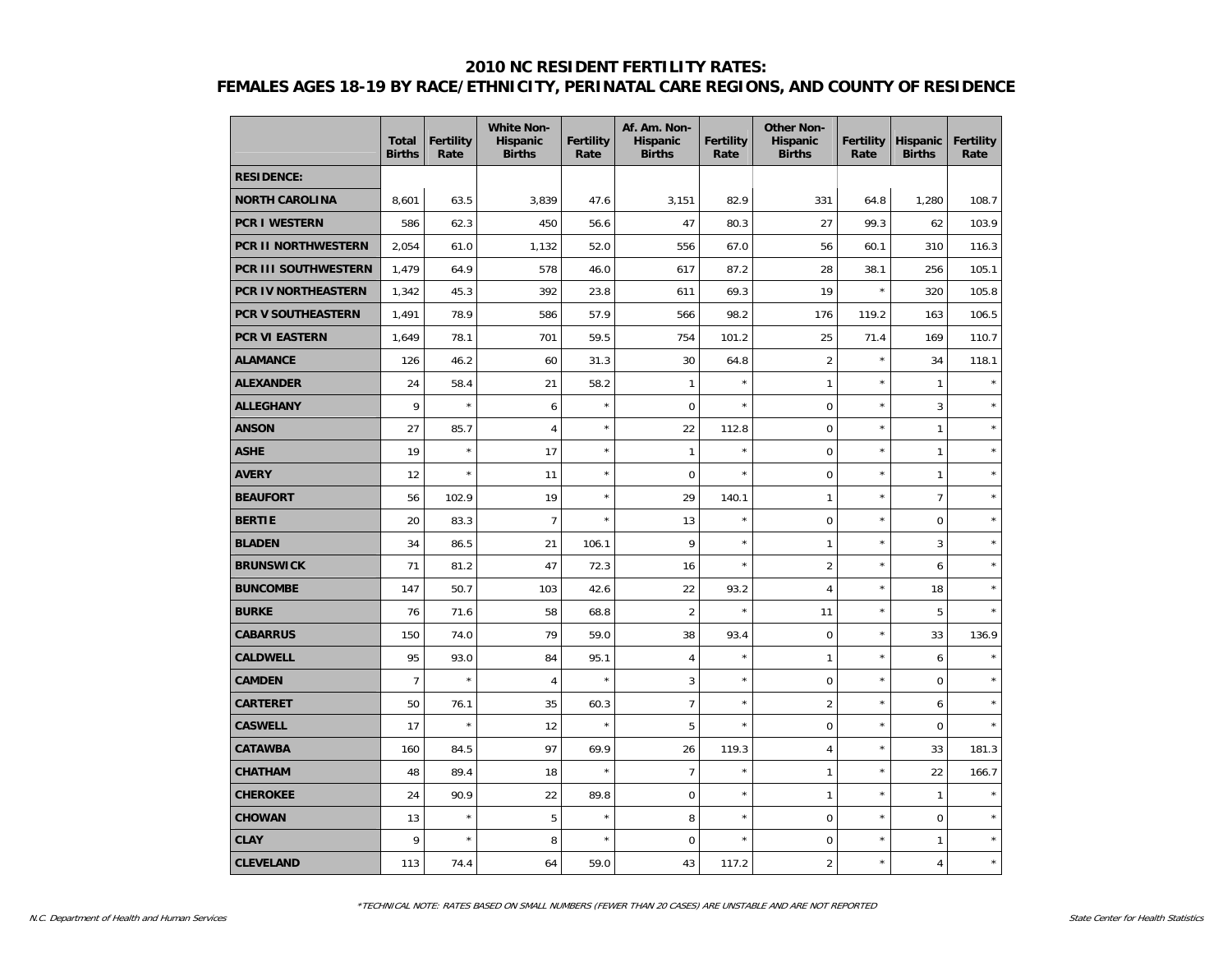# 2010 NC RESIDENT FERTILITY RATES:
## FEMALES AGES 18-19 BY RACE/ETHNICITY, PERINATAL CARE REGIONS, AND COUNTY OF RESIDENCE

| | Total Births | Fertility Rate | White Non-Hispanic Births | Fertility Rate | Af. Am. Non-Hispanic Births | Fertility Rate | Other Non-Hispanic Births | Fertility Rate | Hispanic Births | Fertility Rate |
|---|---|---|---|---|---|---|---|---|---|---|
| **RESIDENCE:** | | | | | | | | | | |
| **NORTH CAROLINA** | 8,601 | 63.5 | 3,839 | 47.6 | 3,151 | 82.9 | 331 | 64.8 | 1,280 | 108.7 |
| **PCR I WESTERN** | 586 | 62.3 | 450 | 56.6 | 47 | 80.3 | 27 | 99.3 | 62 | 103.9 |
| **PCR II NORTHWESTERN** | 2,054 | 61.0 | 1,132 | 52.0 | 556 | 67.0 | 56 | 60.1 | 310 | 116.3 |
| **PCR III SOUTHWESTERN** | 1,479 | 64.9 | 578 | 46.0 | 617 | 87.2 | 28 | 38.1 | 256 | 105.1 |
| **PCR IV NORTHEASTERN** | 1,342 | 45.3 | 392 | 23.8 | 611 | 69.3 | 19 | * | 320 | 105.8 |
| **PCR V SOUTHEASTERN** | 1,491 | 78.9 | 586 | 57.9 | 566 | 98.2 | 176 | 119.2 | 163 | 106.5 |
| **PCR VI EASTERN** | 1,649 | 78.1 | 701 | 59.5 | 754 | 101.2 | 25 | 71.4 | 169 | 110.7 |
| **ALAMANCE** | 126 | 46.2 | 60 | 31.3 | 30 | 64.8 | 2 | * | 34 | 118.1 |
| **ALEXANDER** | 24 | 58.4 | 21 | 58.2 | 1 | * | 1 | * | 1 | * |
| **ALLEGHANY** | 9 | * | 6 | * | 0 | * | 0 | * | 3 | * |
| **ANSON** | 27 | 85.7 | 4 | * | 22 | 112.8 | 0 | * | 1 | * |
| **ASHE** | 19 | * | 17 | * | 1 | * | 0 | * | 1 | * |
| **AVERY** | 12 | * | 11 | * | 0 | * | 0 | * | 1 | * |
| **BEAUFORT** | 56 | 102.9 | 19 | * | 29 | 140.1 | 1 | * | 7 | * |
| **BERTIE** | 20 | 83.3 | 7 | * | 13 | * | 0 | * | 0 | * |
| **BLADEN** | 34 | 86.5 | 21 | 106.1 | 9 | * | 1 | * | 3 | * |
| **BRUNSWICK** | 71 | 81.2 | 47 | 72.3 | 16 | * | 2 | * | 6 | * |
| **BUNCOMBE** | 147 | 50.7 | 103 | 42.6 | 22 | 93.2 | 4 | * | 18 | * |
| **BURKE** | 76 | 71.6 | 58 | 68.8 | 2 | * | 11 | * | 5 | * |
| **CABARRUS** | 150 | 74.0 | 79 | 59.0 | 38 | 93.4 | 0 | * | 33 | 136.9 |
| **CALDWELL** | 95 | 93.0 | 84 | 95.1 | 4 | * | 1 | * | 6 | * |
| **CAMDEN** | 7 | * | 4 | * | 3 | * | 0 | * | 0 | * |
| **CARTERET** | 50 | 76.1 | 35 | 60.3 | 7 | * | 2 | * | 6 | * |
| **CASWELL** | 17 | * | 12 | * | 5 | * | 0 | * | 0 | * |
| **CATAWBA** | 160 | 84.5 | 97 | 69.9 | 26 | 119.3 | 4 | * | 33 | 181.3 |
| **CHATHAM** | 48 | 89.4 | 18 | * | 7 | * | 1 | * | 22 | 166.7 |
| **CHEROKEE** | 24 | 90.9 | 22 | 89.8 | 0 | * | 1 | * | 1 | * |
| **CHOWAN** | 13 | * | 5 | * | 8 | * | 0 | * | 0 | * |
| **CLAY** | 9 | * | 8 | * | 0 | * | 0 | * | 1 | * |
| **CLEVELAND** | 113 | 74.4 | 64 | 59.0 | 43 | 117.2 | 2 | * | 4 | * |

*TECHNICAL NOTE: RATES BASED ON SMALL NUMBERS (FEWER THAN 20 CASES) ARE UNSTABLE AND ARE NOT REPORTED

N.C. Department of Health and Human Services — State Center for Health Statistics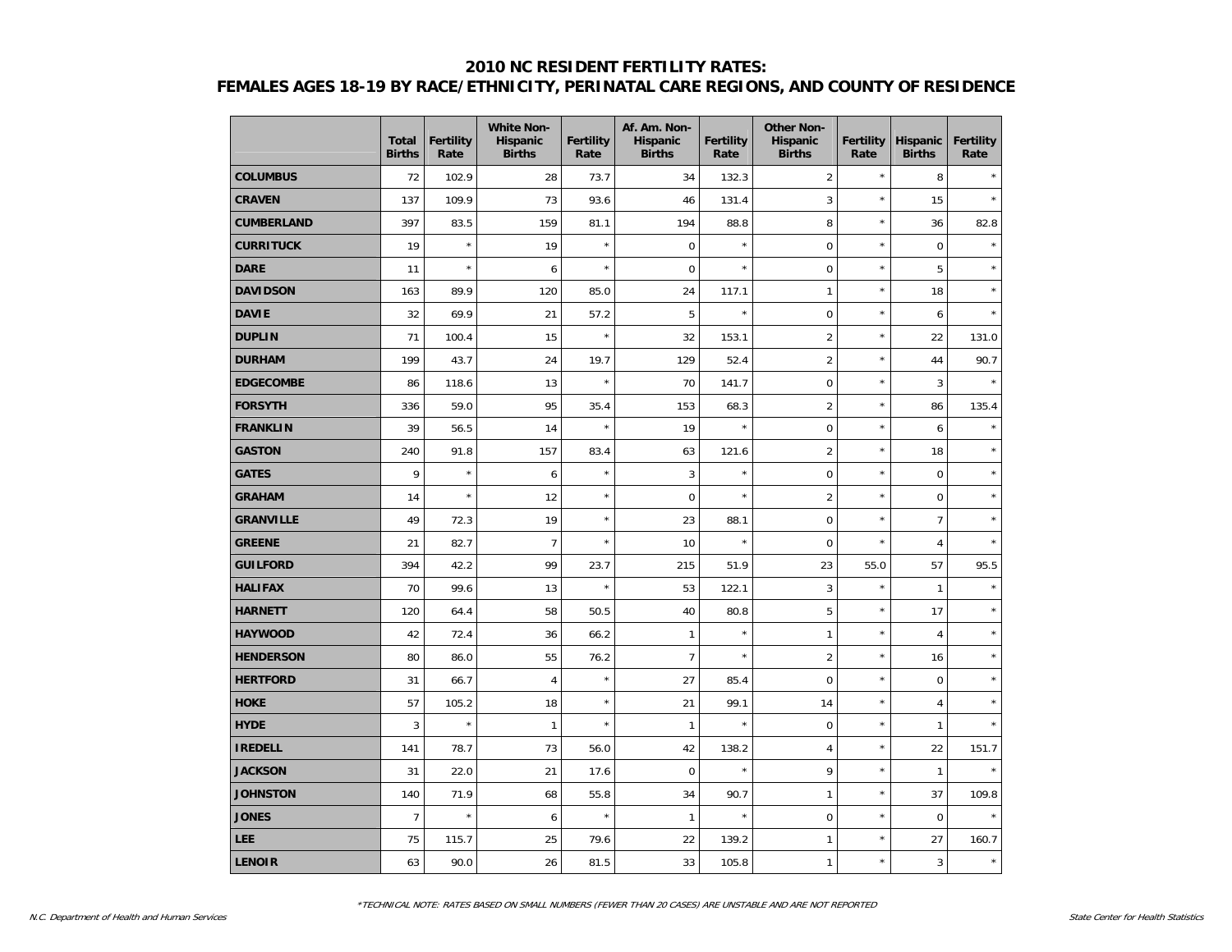## 2010 NC RESIDENT FERTILITY RATES:
## FEMALES AGES 18-19 BY RACE/ETHNICITY, PERINATAL CARE REGIONS, AND COUNTY OF RESIDENCE

| | Total Births | Fertility Rate | White Non-Hispanic Births | Fertility Rate | Af. Am. Non-Hispanic Births | Fertility Rate | Other Non-Hispanic Births | Fertility Rate | Hispanic Births | Fertility Rate |
|---|---|---|---|---|---|---|---|---|---|---|
| **COLUMBUS** | 72 | 102.9 | 28 | 73.7 | 34 | 132.3 | 2 | * | 8 | * |
| **CRAVEN** | 137 | 109.9 | 73 | 93.6 | 46 | 131.4 | 3 | * | 15 | * |
| **CUMBERLAND** | 397 | 83.5 | 159 | 81.1 | 194 | 88.8 | 8 | * | 36 | 82.8 |
| **CURRITUCK** | 19 | * | 19 | * | 0 | * | 0 | * | 0 | * |
| **DARE** | 11 | * | 6 | * | 0 | * | 0 | * | 5 | * |
| **DAVIDSON** | 163 | 89.9 | 120 | 85.0 | 24 | 117.1 | 1 | * | 18 | * |
| **DAVIE** | 32 | 69.9 | 21 | 57.2 | 5 | * | 0 | * | 6 | * |
| **DUPLIN** | 71 | 100.4 | 15 | * | 32 | 153.1 | 2 | * | 22 | 131.0 |
| **DURHAM** | 199 | 43.7 | 24 | 19.7 | 129 | 52.4 | 2 | * | 44 | 90.7 |
| **EDGECOMBE** | 86 | 118.6 | 13 | * | 70 | 141.7 | 0 | * | 3 | * |
| **FORSYTH** | 336 | 59.0 | 95 | 35.4 | 153 | 68.3 | 2 | * | 86 | 135.4 |
| **FRANKLIN** | 39 | 56.5 | 14 | * | 19 | * | 0 | * | 6 | * |
| **GASTON** | 240 | 91.8 | 157 | 83.4 | 63 | 121.6 | 2 | * | 18 | * |
| **GATES** | 9 | * | 6 | * | 3 | * | 0 | * | 0 | * |
| **GRAHAM** | 14 | * | 12 | * | 0 | * | 2 | * | 0 | * |
| **GRANVILLE** | 49 | 72.3 | 19 | * | 23 | 88.1 | 0 | * | 7 | * |
| **GREENE** | 21 | 82.7 | 7 | * | 10 | * | 0 | * | 4 | * |
| **GUILFORD** | 394 | 42.2 | 99 | 23.7 | 215 | 51.9 | 23 | 55.0 | 57 | 95.5 |
| **HALIFAX** | 70 | 99.6 | 13 | * | 53 | 122.1 | 3 | * | 1 | * |
| **HARNETT** | 120 | 64.4 | 58 | 50.5 | 40 | 80.8 | 5 | * | 17 | * |
| **HAYWOOD** | 42 | 72.4 | 36 | 66.2 | 1 | * | 1 | * | 4 | * |
| **HENDERSON** | 80 | 86.0 | 55 | 76.2 | 7 | * | 2 | * | 16 | * |
| **HERTFORD** | 31 | 66.7 | 4 | * | 27 | 85.4 | 0 | * | 0 | * |
| **HOKE** | 57 | 105.2 | 18 | * | 21 | 99.1 | 14 | * | 4 | * |
| **HYDE** | 3 | * | 1 | * | 1 | * | 0 | * | 1 | * |
| **IREDELL** | 141 | 78.7 | 73 | 56.0 | 42 | 138.2 | 4 | * | 22 | 151.7 |
| **JACKSON** | 31 | 22.0 | 21 | 17.6 | 0 | * | 9 | * | 1 | * |
| **JOHNSTON** | 140 | 71.9 | 68 | 55.8 | 34 | 90.7 | 1 | * | 37 | 109.8 |
| **JONES** | 7 | * | 6 | * | 1 | * | 0 | * | 0 | * |
| **LEE** | 75 | 115.7 | 25 | 79.6 | 22 | 139.2 | 1 | * | 27 | 160.7 |
| **LENOIR** | 63 | 90.0 | 26 | 81.5 | 33 | 105.8 | 1 | * | 3 | * |

*TECHNICAL NOTE: RATES BASED ON SMALL NUMBERS (FEWER THAN 20 CASES) ARE UNSTABLE AND ARE NOT REPORTED

N.C. Department of Health and Human Services

State Center for Health Statistics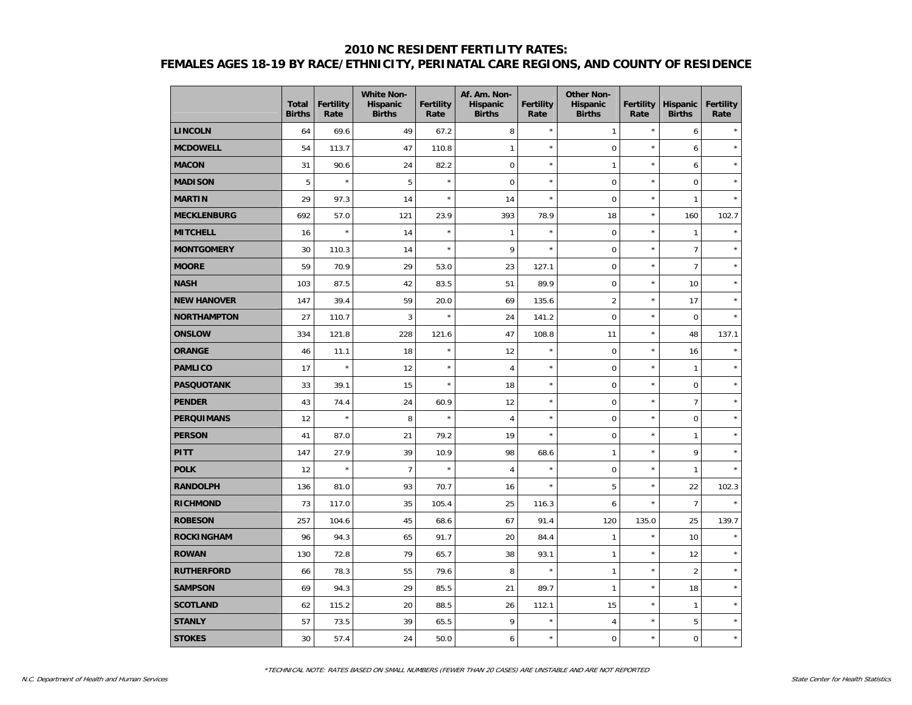# 2010 NC RESIDENT FERTILITY RATES:
## FEMALES AGES 18-19 BY RACE/ETHNICITY, PERINATAL CARE REGIONS, AND COUNTY OF RESIDENCE

| | Total Births | Fertility Rate | White Non-Hispanic Births | Fertility Rate | Af. Am. Non-Hispanic Births | Fertility Rate | Other Non-Hispanic Births | Fertility Rate | Hispanic Births | Fertility Rate |
|---|---|---|---|---|---|---|---|---|---|---|
| **LINCOLN** | 64 | 69.6 | 49 | 67.2 | 8 | * | 1 | * | 6 | * |
| **MCDOWELL** | 54 | 113.7 | 47 | 110.8 | 1 | * | 0 | * | 6 | * |
| **MACON** | 31 | 90.6 | 24 | 82.2 | 0 | * | 1 | * | 6 | * |
| **MADISON** | 5 | * | 5 | * | 0 | * | 0 | * | 0 | * |
| **MARTIN** | 29 | 97.3 | 14 | * | 14 | * | 0 | * | 1 | * |
| **MECKLENBURG** | 692 | 57.0 | 121 | 23.9 | 393 | 78.9 | 18 | * | 160 | 102.7 |
| **MITCHELL** | 16 | * | 14 | * | 1 | * | 0 | * | 1 | * |
| **MONTGOMERY** | 30 | 110.3 | 14 | * | 9 | * | 0 | * | 7 | * |
| **MOORE** | 59 | 70.9 | 29 | 53.0 | 23 | 127.1 | 0 | * | 7 | * |
| **NASH** | 103 | 87.5 | 42 | 83.5 | 51 | 89.9 | 0 | * | 10 | * |
| **NEW HANOVER** | 147 | 39.4 | 59 | 20.0 | 69 | 135.6 | 2 | * | 17 | * |
| **NORTHAMPTON** | 27 | 110.7 | 3 | * | 24 | 141.2 | 0 | * | 0 | * |
| **ONSLOW** | 334 | 121.8 | 228 | 121.6 | 47 | 108.8 | 11 | * | 48 | 137.1 |
| **ORANGE** | 46 | 11.1 | 18 | * | 12 | * | 0 | * | 16 | * |
| **PAMLICO** | 17 | * | 12 | * | 4 | * | 0 | * | 1 | * |
| **PASQUOTANK** | 33 | 39.1 | 15 | * | 18 | * | 0 | * | 0 | * |
| **PENDER** | 43 | 74.4 | 24 | 60.9 | 12 | * | 0 | * | 7 | * |
| **PERQUIMANS** | 12 | * | 8 | * | 4 | * | 0 | * | 0 | * |
| **PERSON** | 41 | 87.0 | 21 | 79.2 | 19 | * | 0 | * | 1 | * |
| **PITT** | 147 | 27.9 | 39 | 10.9 | 98 | 68.6 | 1 | * | 9 | * |
| **POLK** | 12 | * | 7 | * | 4 | * | 0 | * | 1 | * |
| **RANDOLPH** | 136 | 81.0 | 93 | 70.7 | 16 | * | 5 | * | 22 | 102.3 |
| **RICHMOND** | 73 | 117.0 | 35 | 105.4 | 25 | 116.3 | 6 | * | 7 | * |
| **ROBESON** | 257 | 104.6 | 45 | 68.6 | 67 | 91.4 | 120 | 135.0 | 25 | 139.7 |
| **ROCKINGHAM** | 96 | 94.3 | 65 | 91.7 | 20 | 84.4 | 1 | * | 10 | * |
| **ROWAN** | 130 | 72.8 | 79 | 65.7 | 38 | 93.1 | 1 | * | 12 | * |
| **RUTHERFORD** | 66 | 78.3 | 55 | 79.6 | 8 | * | 1 | * | 2 | * |
| **SAMPSON** | 69 | 94.3 | 29 | 85.5 | 21 | 89.7 | 1 | * | 18 | * |
| **SCOTLAND** | 62 | 115.2 | 20 | 88.5 | 26 | 112.1 | 15 | * | 1 | * |
| **STANLY** | 57 | 73.5 | 39 | 65.5 | 9 | * | 4 | * | 5 | * |
| **STOKES** | 30 | 57.4 | 24 | 50.0 | 6 | * | 0 | * | 0 | * |

*TECHNICAL NOTE: RATES BASED ON SMALL NUMBERS (FEWER THAN 20 CASES) ARE UNSTABLE AND ARE NOT REPORTED

*N.C. Department of Health and Human Services* — *State Center for Health Statistics*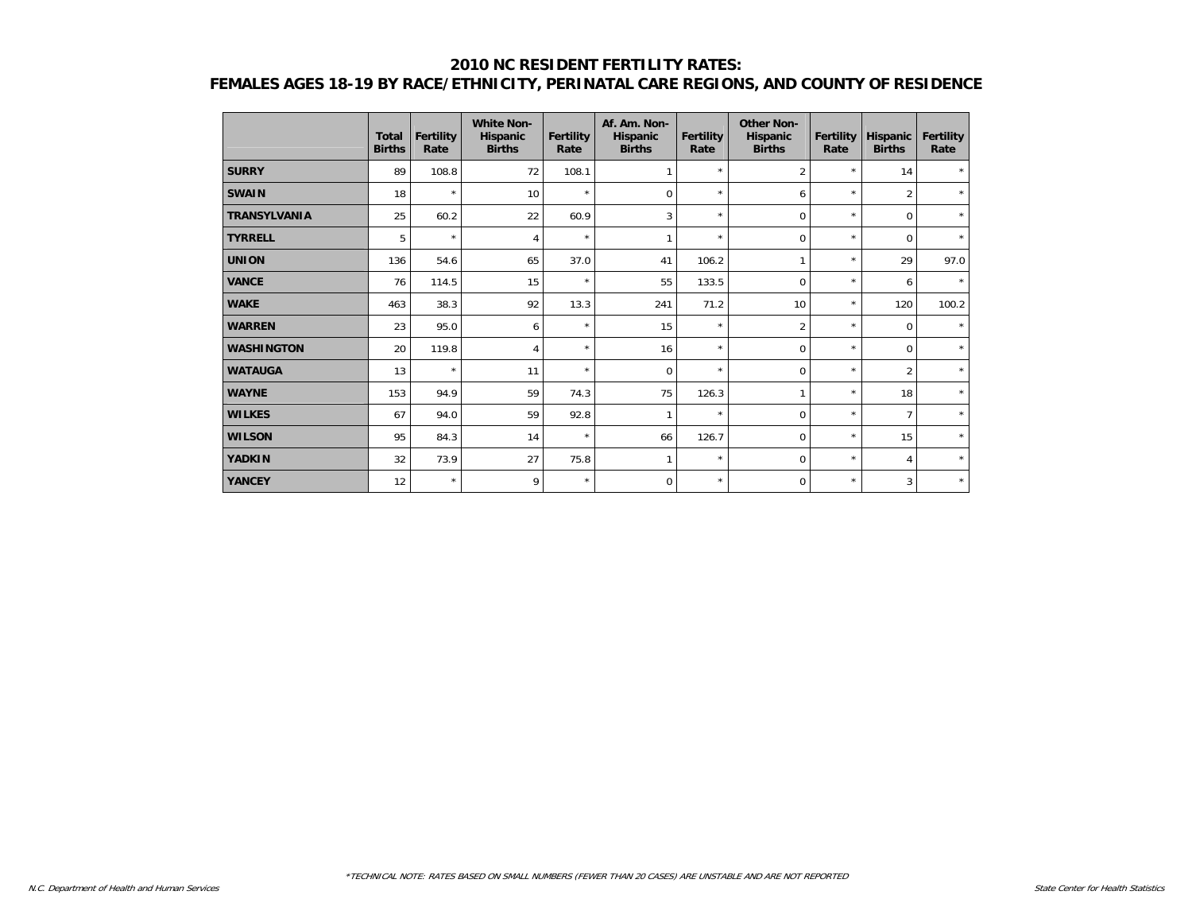## 2010 NC RESIDENT FERTILITY RATES:
## FEMALES AGES 18-19 BY RACE/ETHNICITY, PERINATAL CARE REGIONS, AND COUNTY OF RESIDENCE

| | Total Births | Fertility Rate | White Non-Hispanic Births | Fertility Rate | Af. Am. Non-Hispanic Births | Fertility Rate | Other Non-Hispanic Births | Fertility Rate | Hispanic Births | Fertility Rate |
|---|---|---|---|---|---|---|---|---|---|---|
| **SURRY** | 89 | 108.8 | 72 | 108.1 | 1 | * | 2 | * | 14 | * |
| **SWAIN** | 18 | * | 10 | * | 0 | * | 6 | * | 2 | * |
| **TRANSYLVANIA** | 25 | 60.2 | 22 | 60.9 | 3 | * | 0 | * | 0 | * |
| **TYRRELL** | 5 | * | 4 | * | 1 | * | 0 | * | 0 | * |
| **UNION** | 136 | 54.6 | 65 | 37.0 | 41 | 106.2 | 1 | * | 29 | 97.0 |
| **VANCE** | 76 | 114.5 | 15 | * | 55 | 133.5 | 0 | * | 6 | * |
| **WAKE** | 463 | 38.3 | 92 | 13.3 | 241 | 71.2 | 10 | * | 120 | 100.2 |
| **WARREN** | 23 | 95.0 | 6 | * | 15 | * | 2 | * | 0 | * |
| **WASHINGTON** | 20 | 119.8 | 4 | * | 16 | * | 0 | * | 0 | * |
| **WATAUGA** | 13 | * | 11 | * | 0 | * | 0 | * | 2 | * |
| **WAYNE** | 153 | 94.9 | 59 | 74.3 | 75 | 126.3 | 1 | * | 18 | * |
| **WILKES** | 67 | 94.0 | 59 | 92.8 | 1 | * | 0 | * | 7 | * |
| **WILSON** | 95 | 84.3 | 14 | * | 66 | 126.7 | 0 | * | 15 | * |
| **YADKIN** | 32 | 73.9 | 27 | 75.8 | 1 | * | 0 | * | 4 | * |
| **YANCEY** | 12 | * | 9 | * | 0 | * | 0 | * | 3 | * |

*TECHNICAL NOTE: RATES BASED ON SMALL NUMBERS (FEWER THAN 20 CASES) ARE UNSTABLE AND ARE NOT REPORTED

N.C. Department of Health and Human Services

State Center for Health Statistics